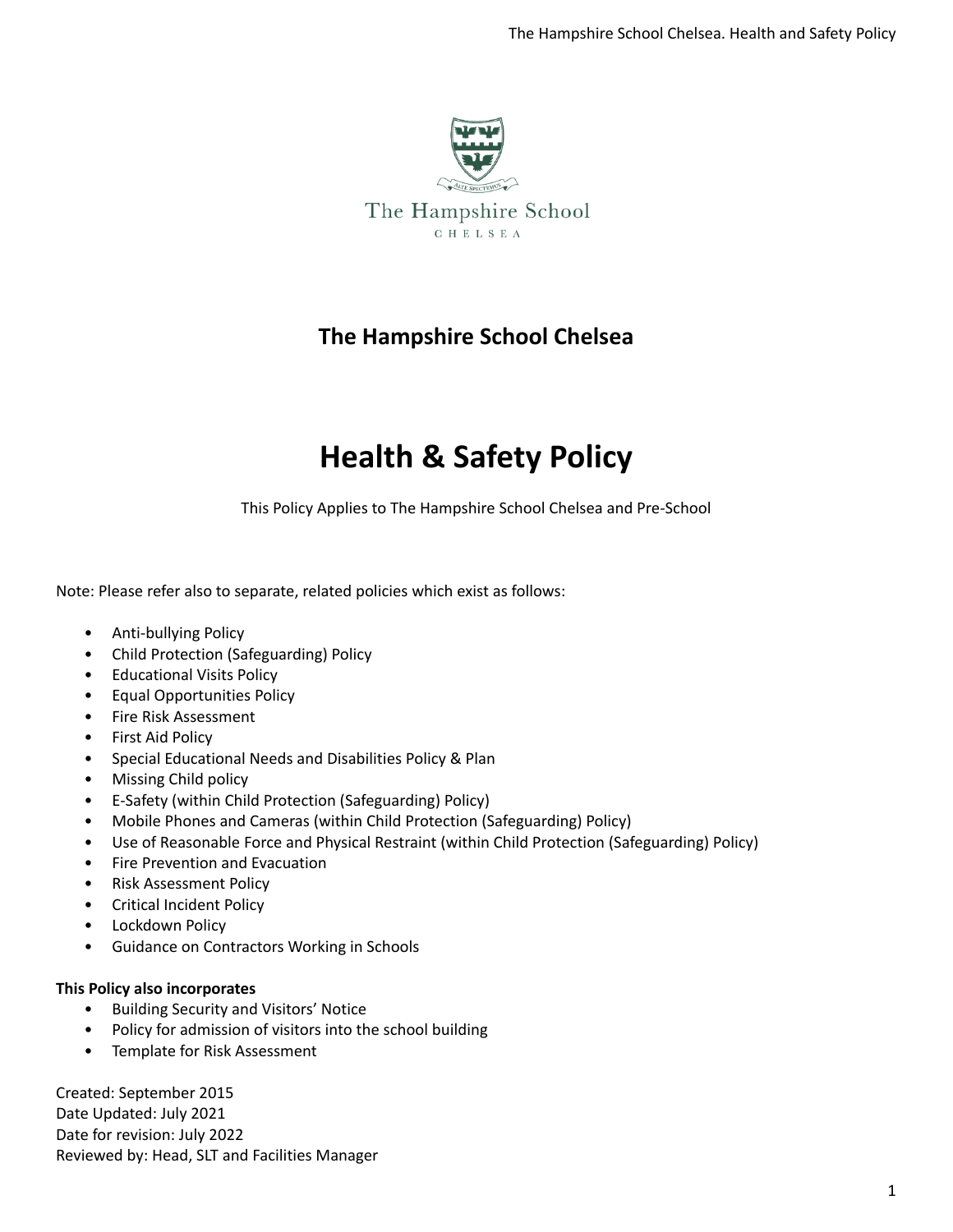The Hampshire School Chelsea

# The Hampshire School Chelsea

# Health & Safety Policy

This Policy Applies to The Hampshire School Chelsea and Pre-School

Note: Please refer also to separate, related policies which exist as follows:

- Anti-bullying Policy
- Child Protection (Safeguarding) Policy
- Educational Visits Policy
- Equal Opportunities Policy
- Fire Risk Assessment
- First Aid Policy
- Special Educational Needs and Disabilities Policy & Plan
- Missing Child policy
- E-Safety (within Child Protection (Safeguarding) Policy)
- Mobile Phones and Cameras (within Child Protection (Safeguarding) Policy)
- Use of Reasonable Force and Physical Restraint (within Child Protection (Safeguarding) Policy)
- Fire Prevention and Evacuation
- Risk Assessment Policy
- Critical Incident Policy
- Lockdown Policy
- Guidance on Contractors Working in Schools

**This Policy also incorporates**

- Building Security and Visitors' Notice
- Policy for admission of visitors into the school building
- Template for Risk Assessment

Created: September 2015
Date Updated: July 2021
Date for revision: July 2022
Reviewed by: Head, SLT and Facilities Manager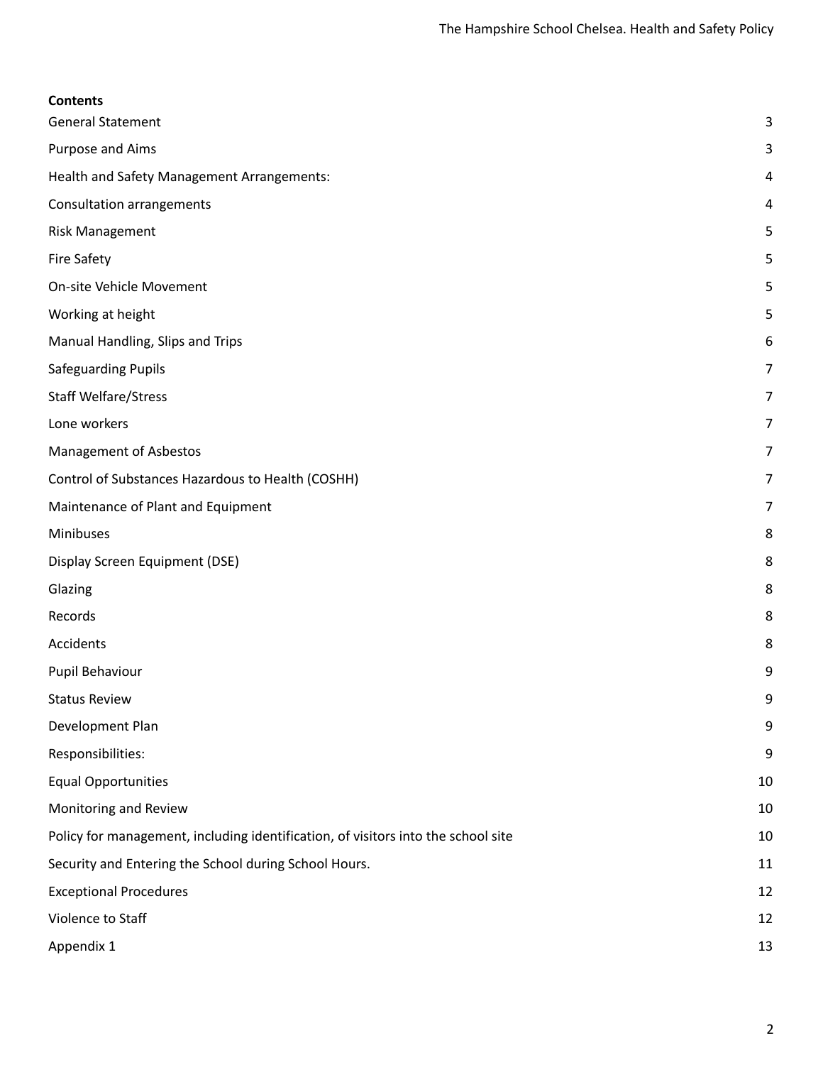**Contents**

| | |
|---|---|
| General Statement | 3 |
| Purpose and Aims | 3 |
| Health and Safety Management Arrangements: | 4 |
| Consultation arrangements | 4 |
| Risk Management | 5 |
| Fire Safety | 5 |
| On-site Vehicle Movement | 5 |
| Working at height | 5 |
| Manual Handling, Slips and Trips | 6 |
| Safeguarding Pupils | 7 |
| Staff Welfare/Stress | 7 |
| Lone workers | 7 |
| Management of Asbestos | 7 |
| Control of Substances Hazardous to Health (COSHH) | 7 |
| Maintenance of Plant and Equipment | 7 |
| Minibuses | 8 |
| Display Screen Equipment (DSE) | 8 |
| Glazing | 8 |
| Records | 8 |
| Accidents | 8 |
| Pupil Behaviour | 9 |
| Status Review | 9 |
| Development Plan | 9 |
| Responsibilities: | 9 |
| Equal Opportunities | 10 |
| Monitoring and Review | 10 |
| Policy for management, including identification, of visitors into the school site | 10 |
| Security and Entering the School during School Hours. | 11 |
| Exceptional Procedures | 12 |
| Violence to Staff | 12 |
| Appendix 1 | 13 |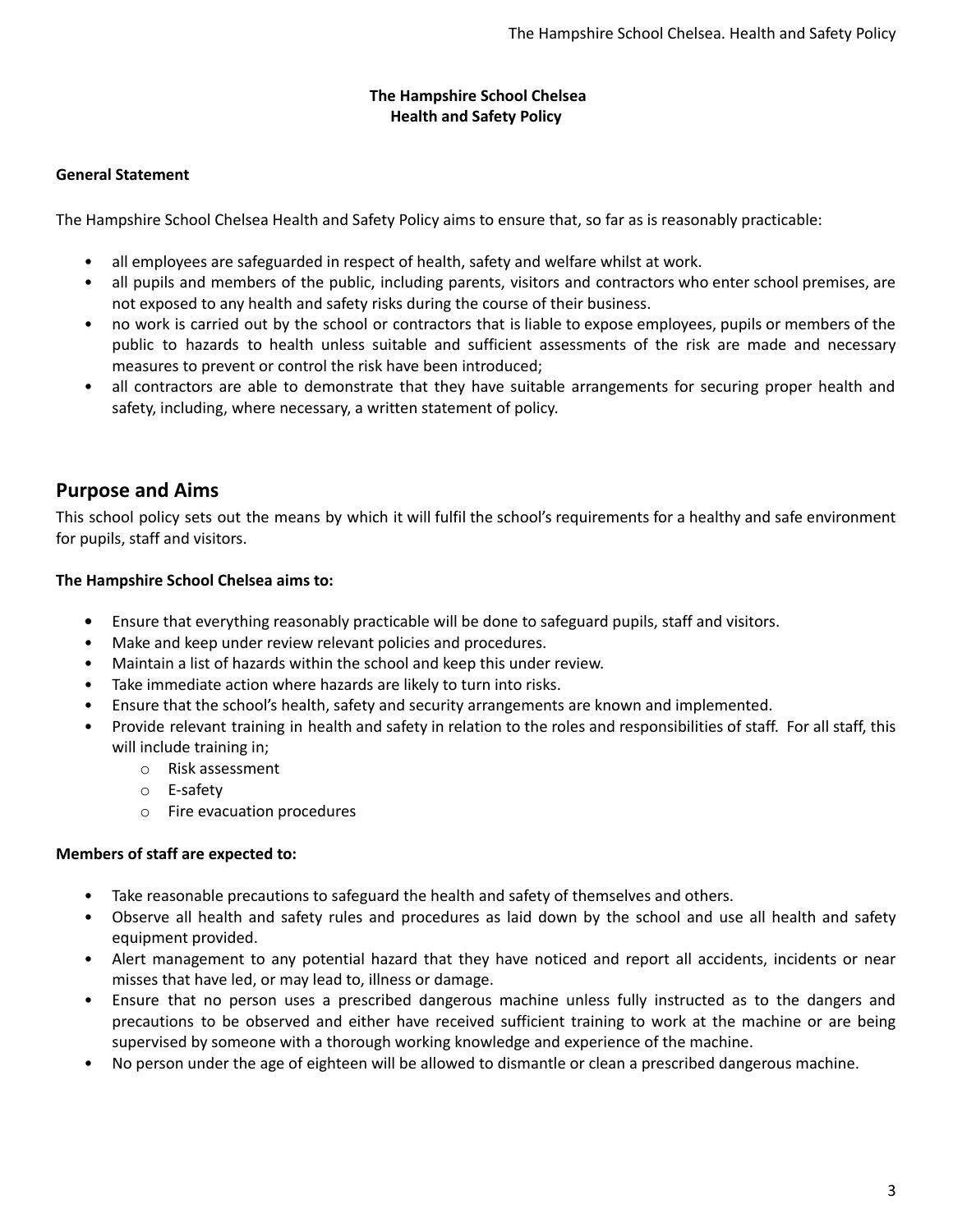**The Hampshire School Chelsea**
**Health and Safety Policy**

**General Statement**

The Hampshire School Chelsea Health and Safety Policy aims to ensure that, so far as is reasonably practicable:

- all employees are safeguarded in respect of health, safety and welfare whilst at work.
- all pupils and members of the public, including parents, visitors and contractors who enter school premises, are not exposed to any health and safety risks during the course of their business.
- no work is carried out by the school or contractors that is liable to expose employees, pupils or members of the public to hazards to health unless suitable and sufficient assessments of the risk are made and necessary measures to prevent or control the risk have been introduced;
- all contractors are able to demonstrate that they have suitable arrangements for securing proper health and safety, including, where necessary, a written statement of policy.

## Purpose and Aims

This school policy sets out the means by which it will fulfil the school's requirements for a healthy and safe environment for pupils, staff and visitors.

**The Hampshire School Chelsea aims to:**

- Ensure that everything reasonably practicable will be done to safeguard pupils, staff and visitors.
- Make and keep under review relevant policies and procedures.
- Maintain a list of hazards within the school and keep this under review.
- Take immediate action where hazards are likely to turn into risks.
- Ensure that the school's health, safety and security arrangements are known and implemented.
- Provide relevant training in health and safety in relation to the roles and responsibilities of staff. For all staff, this will include training in;
  - Risk assessment
  - E-safety
  - Fire evacuation procedures

**Members of staff are expected to:**

- Take reasonable precautions to safeguard the health and safety of themselves and others.
- Observe all health and safety rules and procedures as laid down by the school and use all health and safety equipment provided.
- Alert management to any potential hazard that they have noticed and report all accidents, incidents or near misses that have led, or may lead to, illness or damage.
- Ensure that no person uses a prescribed dangerous machine unless fully instructed as to the dangers and precautions to be observed and either have received sufficient training to work at the machine or are being supervised by someone with a thorough working knowledge and experience of the machine.
- No person under the age of eighteen will be allowed to dismantle or clean a prescribed dangerous machine.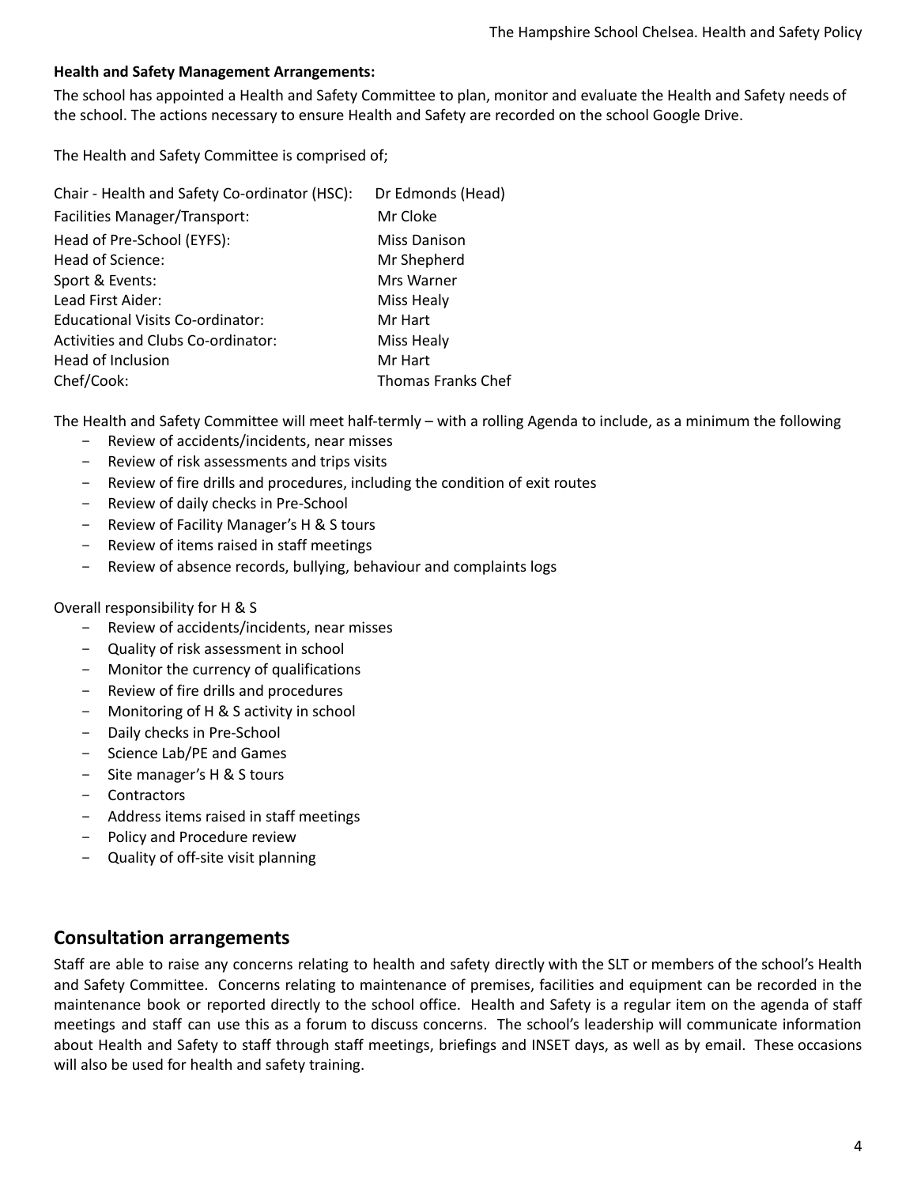**Health and Safety Management Arrangements:**

The school has appointed a Health and Safety Committee to plan, monitor and evaluate the Health and Safety needs of the school. The actions necessary to ensure Health and Safety are recorded on the school Google Drive.

The Health and Safety Committee is comprised of;

| | |
|---|---|
| Chair - Health and Safety Co-ordinator (HSC): | Dr Edmonds (Head) |
| Facilities Manager/Transport: | Mr Cloke |
| Head of Pre-School (EYFS): | Miss Danison |
| Head of Science: | Mr Shepherd |
| Sport & Events: | Mrs Warner |
| Lead First Aider: | Miss Healy |
| Educational Visits Co-ordinator: | Mr Hart |
| Activities and Clubs Co-ordinator: | Miss Healy |
| Head of Inclusion | Mr Hart |
| Chef/Cook: | Thomas Franks Chef |

The Health and Safety Committee will meet half-termly – with a rolling Agenda to include, as a minimum the following

- Review of accidents/incidents, near misses
- Review of risk assessments and trips visits
- Review of fire drills and procedures, including the condition of exit routes
- Review of daily checks in Pre-School
- Review of Facility Manager's H & S tours
- Review of items raised in staff meetings
- Review of absence records, bullying, behaviour and complaints logs

Overall responsibility for H & S

- Review of accidents/incidents, near misses
- Quality of risk assessment in school
- Monitor the currency of qualifications
- Review of fire drills and procedures
- Monitoring of H & S activity in school
- Daily checks in Pre-School
- Science Lab/PE and Games
- Site manager's H & S tours
- Contractors
- Address items raised in staff meetings
- Policy and Procedure review
- Quality of off-site visit planning

## Consultation arrangements

Staff are able to raise any concerns relating to health and safety directly with the SLT or members of the school's Health and Safety Committee. Concerns relating to maintenance of premises, facilities and equipment can be recorded in the maintenance book or reported directly to the school office. Health and Safety is a regular item on the agenda of staff meetings and staff can use this as a forum to discuss concerns. The school's leadership will communicate information about Health and Safety to staff through staff meetings, briefings and INSET days, as well as by email. These occasions will also be used for health and safety training.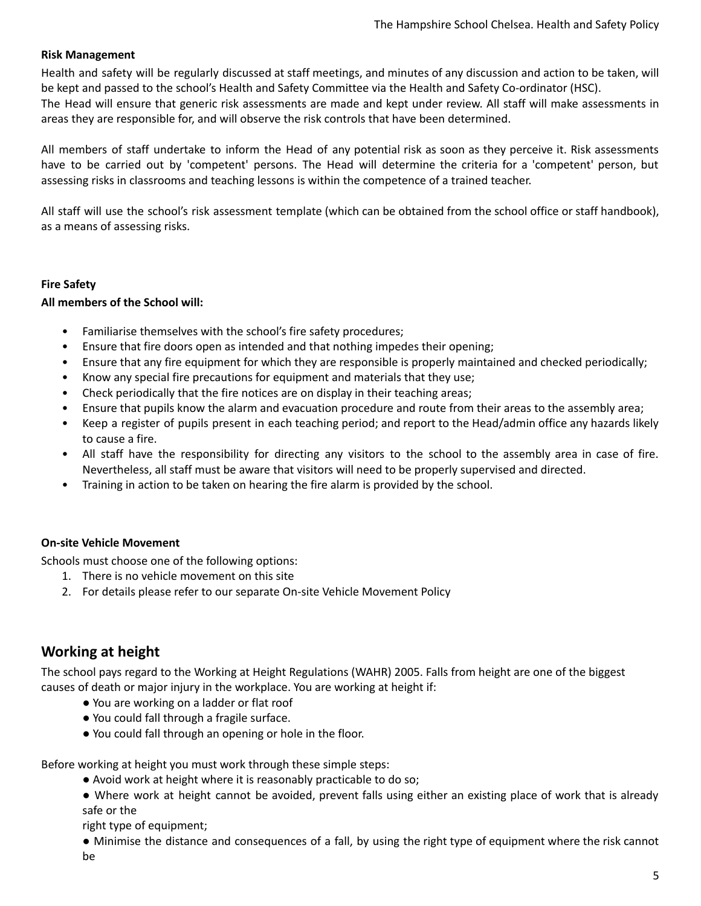**Risk Management**

Health and safety will be regularly discussed at staff meetings, and minutes of any discussion and action to be taken, will be kept and passed to the school's Health and Safety Committee via the Health and Safety Co-ordinator (HSC).
The Head will ensure that generic risk assessments are made and kept under review. All staff will make assessments in areas they are responsible for, and will observe the risk controls that have been determined.

All members of staff undertake to inform the Head of any potential risk as soon as they perceive it. Risk assessments have to be carried out by 'competent' persons. The Head will determine the criteria for a 'competent' person, but assessing risks in classrooms and teaching lessons is within the competence of a trained teacher.

All staff will use the school's risk assessment template (which can be obtained from the school office or staff handbook), as a means of assessing risks.

**Fire Safety**

**All members of the School will:**

- Familiarise themselves with the school's fire safety procedures;
- Ensure that fire doors open as intended and that nothing impedes their opening;
- Ensure that any fire equipment for which they are responsible is properly maintained and checked periodically;
- Know any special fire precautions for equipment and materials that they use;
- Check periodically that the fire notices are on display in their teaching areas;
- Ensure that pupils know the alarm and evacuation procedure and route from their areas to the assembly area;
- Keep a register of pupils present in each teaching period; and report to the Head/admin office any hazards likely to cause a fire.
- All staff have the responsibility for directing any visitors to the school to the assembly area in case of fire. Nevertheless, all staff must be aware that visitors will need to be properly supervised and directed.
- Training in action to be taken on hearing the fire alarm is provided by the school.

**On-site Vehicle Movement**

Schools must choose one of the following options:

1. There is no vehicle movement on this site
2. For details please refer to our separate On-site Vehicle Movement Policy

## Working at height

The school pays regard to the Working at Height Regulations (WAHR) 2005. Falls from height are one of the biggest causes of death or major injury in the workplace. You are working at height if:

- You are working on a ladder or flat roof
- You could fall through a fragile surface.
- You could fall through an opening or hole in the floor.

Before working at height you must work through these simple steps:

- Avoid work at height where it is reasonably practicable to do so;
- Where work at height cannot be avoided, prevent falls using either an existing place of work that is already safe or the right type of equipment;
- Minimise the distance and consequences of a fall, by using the right type of equipment where the risk cannot be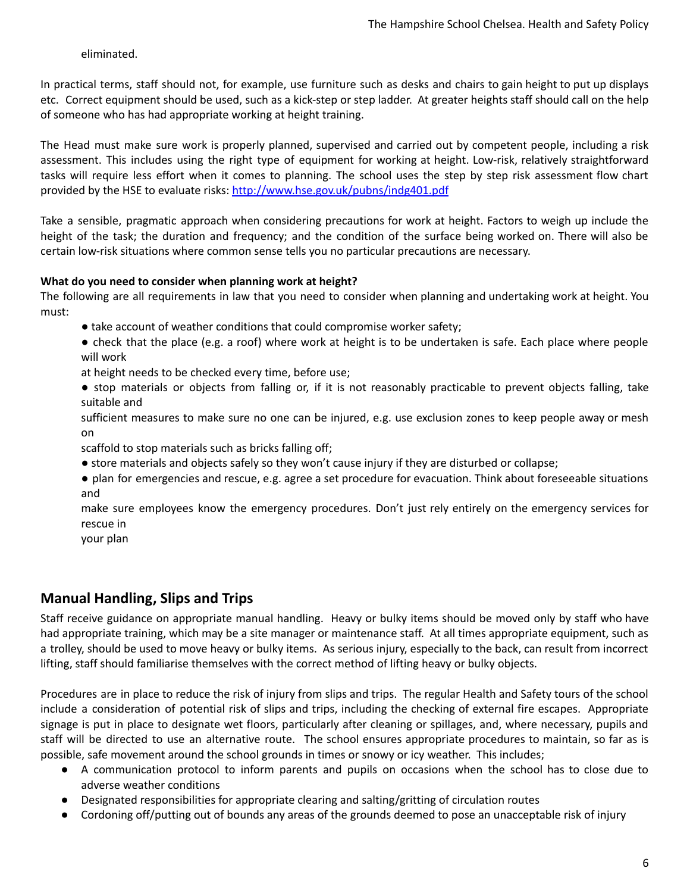eliminated.

In practical terms, staff should not, for example, use furniture such as desks and chairs to gain height to put up displays etc. Correct equipment should be used, such as a kick-step or step ladder. At greater heights staff should call on the help of someone who has had appropriate working at height training.

The Head must make sure work is properly planned, supervised and carried out by competent people, including a risk assessment. This includes using the right type of equipment for working at height. Low-risk, relatively straightforward tasks will require less effort when it comes to planning. The school uses the step by step risk assessment flow chart provided by the HSE to evaluate risks: [http://www.hse.gov.uk/pubns/indg401.pdf](http://www.hse.gov.uk/pubns/indg401.pdf)

Take a sensible, pragmatic approach when considering precautions for work at height. Factors to weigh up include the height of the task; the duration and frequency; and the condition of the surface being worked on. There will also be certain low-risk situations where common sense tells you no particular precautions are necessary.

**What do you need to consider when planning work at height?**

The following are all requirements in law that you need to consider when planning and undertaking work at height. You must:

- take account of weather conditions that could compromise worker safety;
- check that the place (e.g. a roof) where work at height is to be undertaken is safe. Each place where people will work at height needs to be checked every time, before use;
- stop materials or objects from falling or, if it is not reasonably practicable to prevent objects falling, take suitable and sufficient measures to make sure no one can be injured, e.g. use exclusion zones to keep people away or mesh on scaffold to stop materials such as bricks falling off;
- store materials and objects safely so they won't cause injury if they are disturbed or collapse;
- plan for emergencies and rescue, e.g. agree a set procedure for evacuation. Think about foreseeable situations and make sure employees know the emergency procedures. Don't just rely entirely on the emergency services for rescue in your plan

## Manual Handling, Slips and Trips

Staff receive guidance on appropriate manual handling. Heavy or bulky items should be moved only by staff who have had appropriate training, which may be a site manager or maintenance staff. At all times appropriate equipment, such as a trolley, should be used to move heavy or bulky items. As serious injury, especially to the back, can result from incorrect lifting, staff should familiarise themselves with the correct method of lifting heavy or bulky objects.

Procedures are in place to reduce the risk of injury from slips and trips. The regular Health and Safety tours of the school include a consideration of potential risk of slips and trips, including the checking of external fire escapes. Appropriate signage is put in place to designate wet floors, particularly after cleaning or spillages, and, where necessary, pupils and staff will be directed to use an alternative route. The school ensures appropriate procedures to maintain, so far as is possible, safe movement around the school grounds in times or snowy or icy weather. This includes;

- A communication protocol to inform parents and pupils on occasions when the school has to close due to adverse weather conditions
- Designated responsibilities for appropriate clearing and salting/gritting of circulation routes
- Cordoning off/putting out of bounds any areas of the grounds deemed to pose an unacceptable risk of injury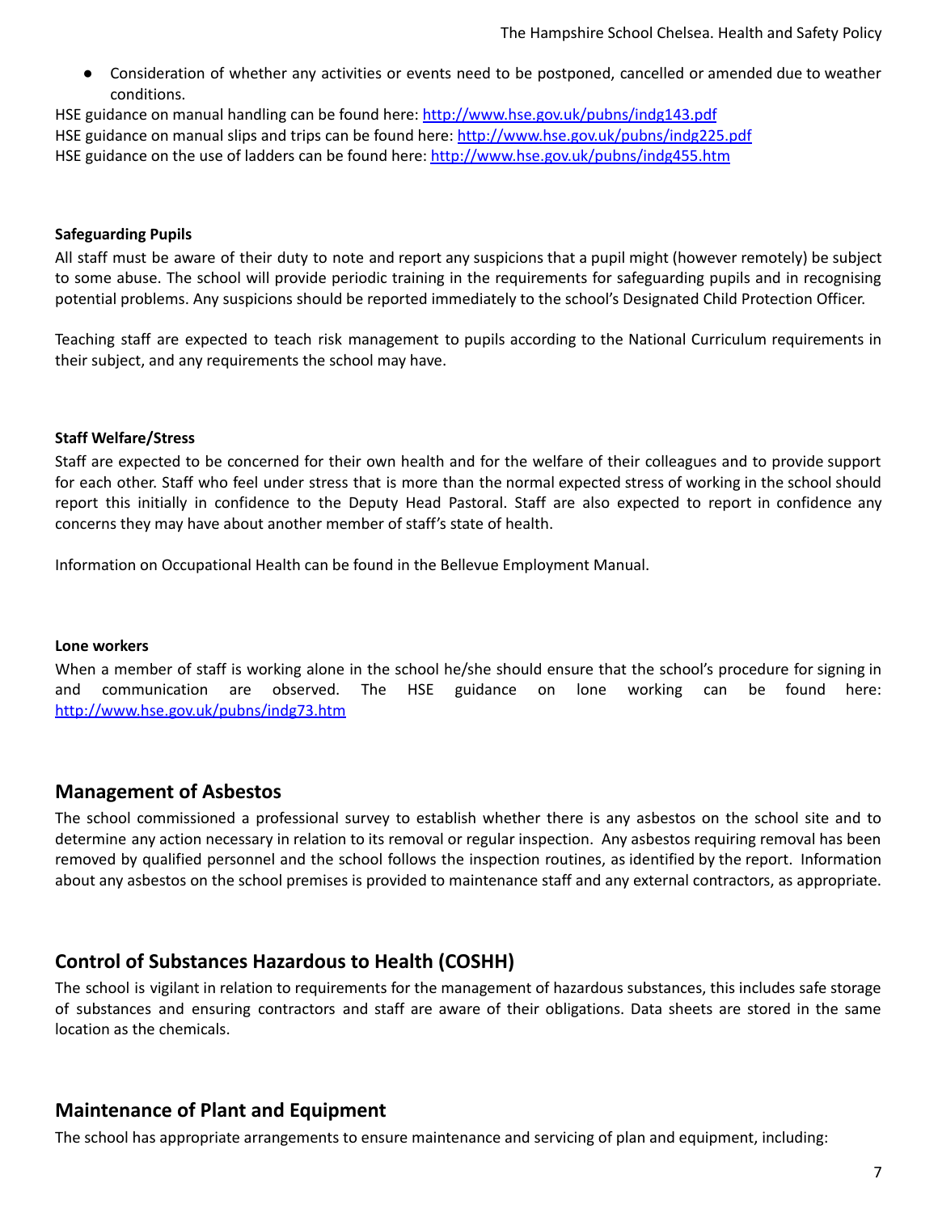- Consideration of whether any activities or events need to be postponed, cancelled or amended due to weather conditions.

HSE guidance on manual handling can be found here: http://www.hse.gov.uk/pubns/indg143.pdf
HSE guidance on manual slips and trips can be found here: http://www.hse.gov.uk/pubns/indg225.pdf
HSE guidance on the use of ladders can be found here: http://www.hse.gov.uk/pubns/indg455.htm

**Safeguarding Pupils**

All staff must be aware of their duty to note and report any suspicions that a pupil might (however remotely) be subject to some abuse. The school will provide periodic training in the requirements for safeguarding pupils and in recognising potential problems. Any suspicions should be reported immediately to the school's Designated Child Protection Officer.

Teaching staff are expected to teach risk management to pupils according to the National Curriculum requirements in their subject, and any requirements the school may have.

**Staff Welfare/Stress**

Staff are expected to be concerned for their own health and for the welfare of their colleagues and to provide support for each other. Staff who feel under stress that is more than the normal expected stress of working in the school should report this initially in confidence to the Deputy Head Pastoral. Staff are also expected to report in confidence any concerns they may have about another member of staff's state of health.

Information on Occupational Health can be found in the Bellevue Employment Manual.

**Lone workers**

When a member of staff is working alone in the school he/she should ensure that the school's procedure for signing in and communication are observed. The HSE guidance on lone working can be found here: http://www.hse.gov.uk/pubns/indg73.htm

## Management of Asbestos

The school commissioned a professional survey to establish whether there is any asbestos on the school site and to determine any action necessary in relation to its removal or regular inspection. Any asbestos requiring removal has been removed by qualified personnel and the school follows the inspection routines, as identified by the report. Information about any asbestos on the school premises is provided to maintenance staff and any external contractors, as appropriate.

## Control of Substances Hazardous to Health (COSHH)

The school is vigilant in relation to requirements for the management of hazardous substances, this includes safe storage of substances and ensuring contractors and staff are aware of their obligations. Data sheets are stored in the same location as the chemicals.

## Maintenance of Plant and Equipment

The school has appropriate arrangements to ensure maintenance and servicing of plan and equipment, including: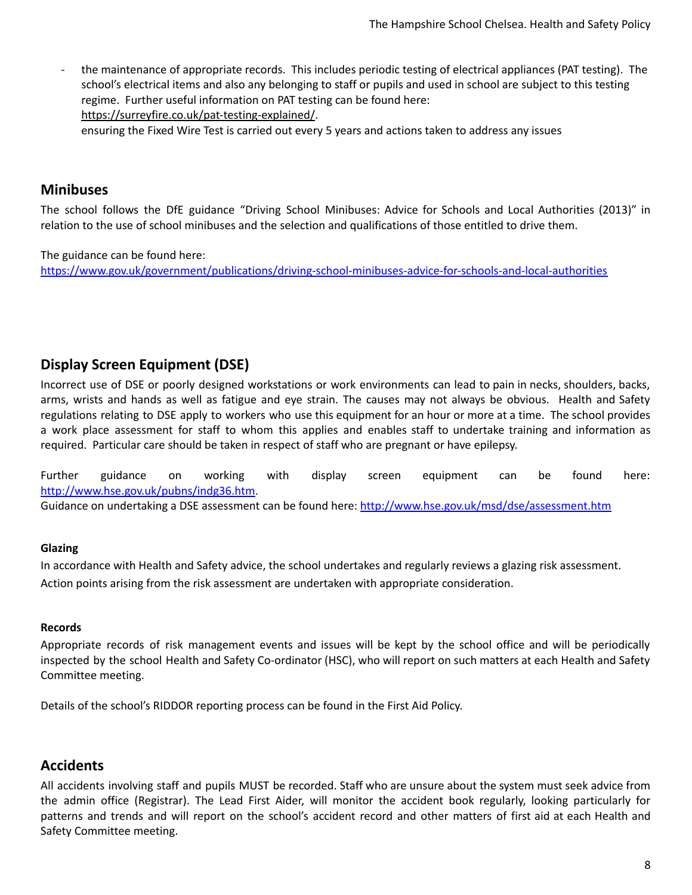- the maintenance of appropriate records. This includes periodic testing of electrical appliances (PAT testing). The school's electrical items and also any belonging to staff or pupils and used in school are subject to this testing regime. Further useful information on PAT testing can be found here: https://surreyfire.co.uk/pat-testing-explained/.
  ensuring the Fixed Wire Test is carried out every 5 years and actions taken to address any issues

## Minibuses

The school follows the DfE guidance "Driving School Minibuses: Advice for Schools and Local Authorities (2013)" in relation to the use of school minibuses and the selection and qualifications of those entitled to drive them.

The guidance can be found here:
https://www.gov.uk/government/publications/driving-school-minibuses-advice-for-schools-and-local-authorities

## Display Screen Equipment (DSE)

Incorrect use of DSE or poorly designed workstations or work environments can lead to pain in necks, shoulders, backs, arms, wrists and hands as well as fatigue and eye strain. The causes may not always be obvious. Health and Safety regulations relating to DSE apply to workers who use this equipment for an hour or more at a time. The school provides a work place assessment for staff to whom this applies and enables staff to undertake training and information as required. Particular care should be taken in respect of staff who are pregnant or have epilepsy.

Further guidance on working with display screen equipment can be found here: http://www.hse.gov.uk/pubns/indg36.htm.
Guidance on undertaking a DSE assessment can be found here: http://www.hse.gov.uk/msd/dse/assessment.htm

#### Glazing

In accordance with Health and Safety advice, the school undertakes and regularly reviews a glazing risk assessment. Action points arising from the risk assessment are undertaken with appropriate consideration.

#### Records

Appropriate records of risk management events and issues will be kept by the school office and will be periodically inspected by the school Health and Safety Co-ordinator (HSC), who will report on such matters at each Health and Safety Committee meeting.

Details of the school's RIDDOR reporting process can be found in the First Aid Policy.

## Accidents

All accidents involving staff and pupils MUST be recorded. Staff who are unsure about the system must seek advice from the admin office (Registrar). The Lead First Aider, will monitor the accident book regularly, looking particularly for patterns and trends and will report on the school's accident record and other matters of first aid at each Health and Safety Committee meeting.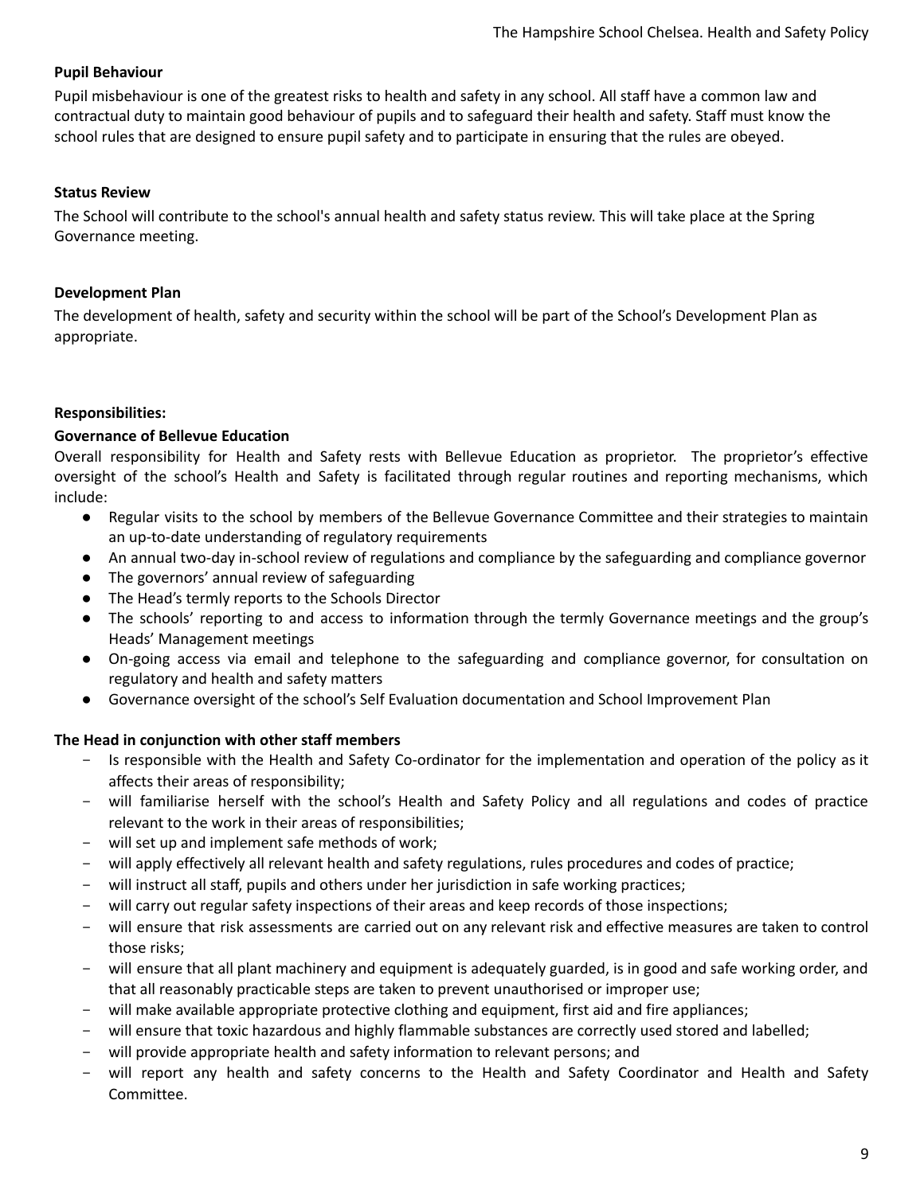**Pupil Behaviour**

Pupil misbehaviour is one of the greatest risks to health and safety in any school. All staff have a common law and contractual duty to maintain good behaviour of pupils and to safeguard their health and safety. Staff must know the school rules that are designed to ensure pupil safety and to participate in ensuring that the rules are obeyed.

**Status Review**

The School will contribute to the school's annual health and safety status review. This will take place at the Spring Governance meeting.

**Development Plan**

The development of health, safety and security within the school will be part of the School's Development Plan as appropriate.

**Responsibilities:**

**Governance of Bellevue Education**

Overall responsibility for Health and Safety rests with Bellevue Education as proprietor. The proprietor's effective oversight of the school's Health and Safety is facilitated through regular routines and reporting mechanisms, which include:

- Regular visits to the school by members of the Bellevue Governance Committee and their strategies to maintain an up-to-date understanding of regulatory requirements
- An annual two-day in-school review of regulations and compliance by the safeguarding and compliance governor
- The governors' annual review of safeguarding
- The Head's termly reports to the Schools Director
- The schools' reporting to and access to information through the termly Governance meetings and the group's Heads' Management meetings
- On-going access via email and telephone to the safeguarding and compliance governor, for consultation on regulatory and health and safety matters
- Governance oversight of the school's Self Evaluation documentation and School Improvement Plan

**The Head in conjunction with other staff members**

- Is responsible with the Health and Safety Co-ordinator for the implementation and operation of the policy as it affects their areas of responsibility;
- will familiarise herself with the school's Health and Safety Policy and all regulations and codes of practice relevant to the work in their areas of responsibilities;
- will set up and implement safe methods of work;
- will apply effectively all relevant health and safety regulations, rules procedures and codes of practice;
- will instruct all staff, pupils and others under her jurisdiction in safe working practices;
- will carry out regular safety inspections of their areas and keep records of those inspections;
- will ensure that risk assessments are carried out on any relevant risk and effective measures are taken to control those risks;
- will ensure that all plant machinery and equipment is adequately guarded, is in good and safe working order, and that all reasonably practicable steps are taken to prevent unauthorised or improper use;
- will make available appropriate protective clothing and equipment, first aid and fire appliances;
- will ensure that toxic hazardous and highly flammable substances are correctly used stored and labelled;
- will provide appropriate health and safety information to relevant persons; and
- will report any health and safety concerns to the Health and Safety Coordinator and Health and Safety Committee.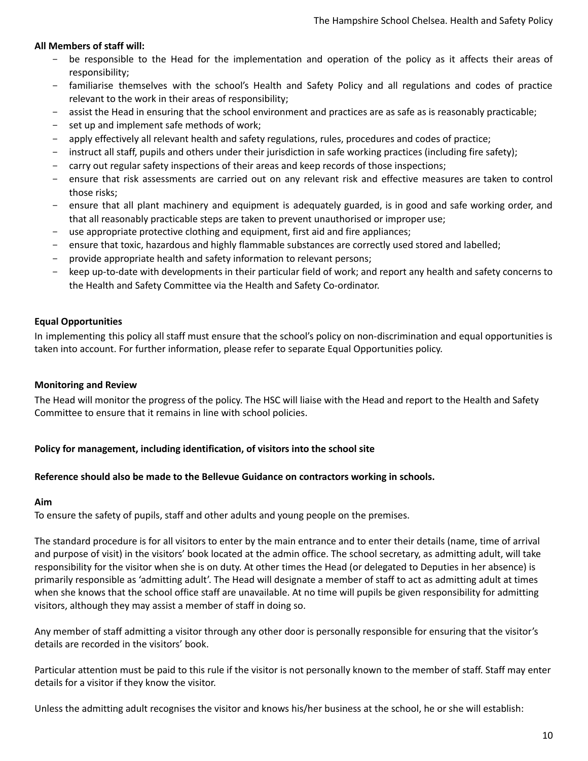**All Members of staff will:**

- be responsible to the Head for the implementation and operation of the policy as it affects their areas of responsibility;
- familiarise themselves with the school's Health and Safety Policy and all regulations and codes of practice relevant to the work in their areas of responsibility;
- assist the Head in ensuring that the school environment and practices are as safe as is reasonably practicable;
- set up and implement safe methods of work;
- apply effectively all relevant health and safety regulations, rules, procedures and codes of practice;
- instruct all staff, pupils and others under their jurisdiction in safe working practices (including fire safety);
- carry out regular safety inspections of their areas and keep records of those inspections;
- ensure that risk assessments are carried out on any relevant risk and effective measures are taken to control those risks;
- ensure that all plant machinery and equipment is adequately guarded, is in good and safe working order, and that all reasonably practicable steps are taken to prevent unauthorised or improper use;
- use appropriate protective clothing and equipment, first aid and fire appliances;
- ensure that toxic, hazardous and highly flammable substances are correctly used stored and labelled;
- provide appropriate health and safety information to relevant persons;
- keep up-to-date with developments in their particular field of work; and report any health and safety concerns to the Health and Safety Committee via the Health and Safety Co-ordinator.

**Equal Opportunities**

In implementing this policy all staff must ensure that the school's policy on non-discrimination and equal opportunities is taken into account. For further information, please refer to separate Equal Opportunities policy.

**Monitoring and Review**

The Head will monitor the progress of the policy. The HSC will liaise with the Head and report to the Health and Safety Committee to ensure that it remains in line with school policies.

**Policy for management, including identification, of visitors into the school site**

**Reference should also be made to the Bellevue Guidance on contractors working in schools.**

**Aim**

To ensure the safety of pupils, staff and other adults and young people on the premises.

The standard procedure is for all visitors to enter by the main entrance and to enter their details (name, time of arrival and purpose of visit) in the visitors' book located at the admin office. The school secretary, as admitting adult, will take responsibility for the visitor when she is on duty. At other times the Head (or delegated to Deputies in her absence) is primarily responsible as 'admitting adult'. The Head will designate a member of staff to act as admitting adult at times when she knows that the school office staff are unavailable. At no time will pupils be given responsibility for admitting visitors, although they may assist a member of staff in doing so.

Any member of staff admitting a visitor through any other door is personally responsible for ensuring that the visitor's details are recorded in the visitors' book.

Particular attention must be paid to this rule if the visitor is not personally known to the member of staff. Staff may enter details for a visitor if they know the visitor.

Unless the admitting adult recognises the visitor and knows his/her business at the school, he or she will establish: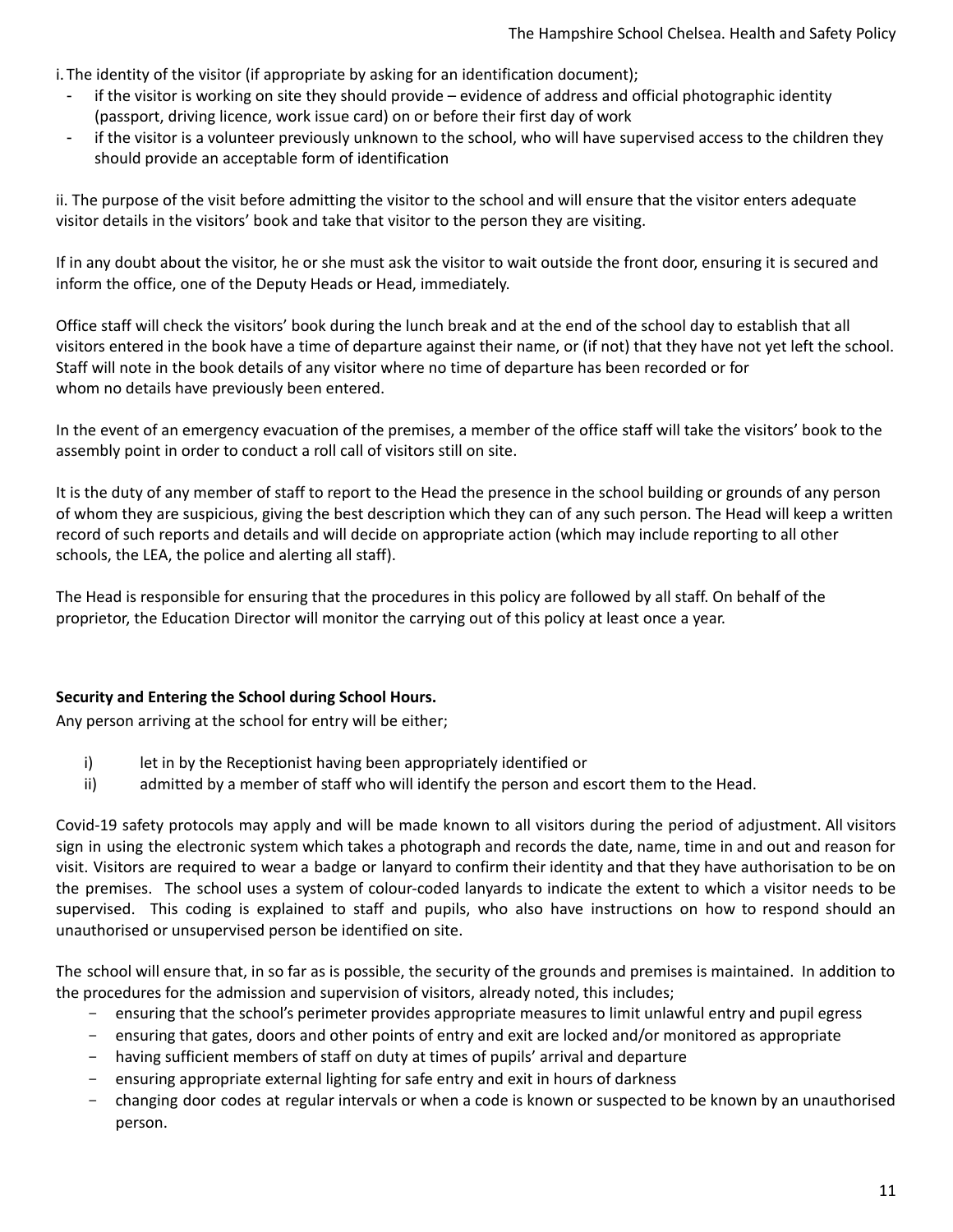i. The identity of the visitor (if appropriate by asking for an identification document);

- if the visitor is working on site they should provide – evidence of address and official photographic identity (passport, driving licence, work issue card) on or before their first day of work
- if the visitor is a volunteer previously unknown to the school, who will have supervised access to the children they should provide an acceptable form of identification

ii. The purpose of the visit before admitting the visitor to the school and will ensure that the visitor enters adequate visitor details in the visitors' book and take that visitor to the person they are visiting.

If in any doubt about the visitor, he or she must ask the visitor to wait outside the front door, ensuring it is secured and inform the office, one of the Deputy Heads or Head, immediately.

Office staff will check the visitors' book during the lunch break and at the end of the school day to establish that all visitors entered in the book have a time of departure against their name, or (if not) that they have not yet left the school. Staff will note in the book details of any visitor where no time of departure has been recorded or for whom no details have previously been entered.

In the event of an emergency evacuation of the premises, a member of the office staff will take the visitors' book to the assembly point in order to conduct a roll call of visitors still on site.

It is the duty of any member of staff to report to the Head the presence in the school building or grounds of any person of whom they are suspicious, giving the best description which they can of any such person. The Head will keep a written record of such reports and details and will decide on appropriate action (which may include reporting to all other schools, the LEA, the police and alerting all staff).

The Head is responsible for ensuring that the procedures in this policy are followed by all staff. On behalf of the proprietor, the Education Director will monitor the carrying out of this policy at least once a year.

**Security and Entering the School during School Hours.**

Any person arriving at the school for entry will be either;

i) let in by the Receptionist having been appropriately identified or

ii) admitted by a member of staff who will identify the person and escort them to the Head.

Covid-19 safety protocols may apply and will be made known to all visitors during the period of adjustment. All visitors sign in using the electronic system which takes a photograph and records the date, name, time in and out and reason for visit. Visitors are required to wear a badge or lanyard to confirm their identity and that they have authorisation to be on the premises. The school uses a system of colour-coded lanyards to indicate the extent to which a visitor needs to be supervised. This coding is explained to staff and pupils, who also have instructions on how to respond should an unauthorised or unsupervised person be identified on site.

The school will ensure that, in so far as is possible, the security of the grounds and premises is maintained. In addition to the procedures for the admission and supervision of visitors, already noted, this includes;

- ensuring that the school's perimeter provides appropriate measures to limit unlawful entry and pupil egress
- ensuring that gates, doors and other points of entry and exit are locked and/or monitored as appropriate
- having sufficient members of staff on duty at times of pupils' arrival and departure
- ensuring appropriate external lighting for safe entry and exit in hours of darkness
- changing door codes at regular intervals or when a code is known or suspected to be known by an unauthorised person.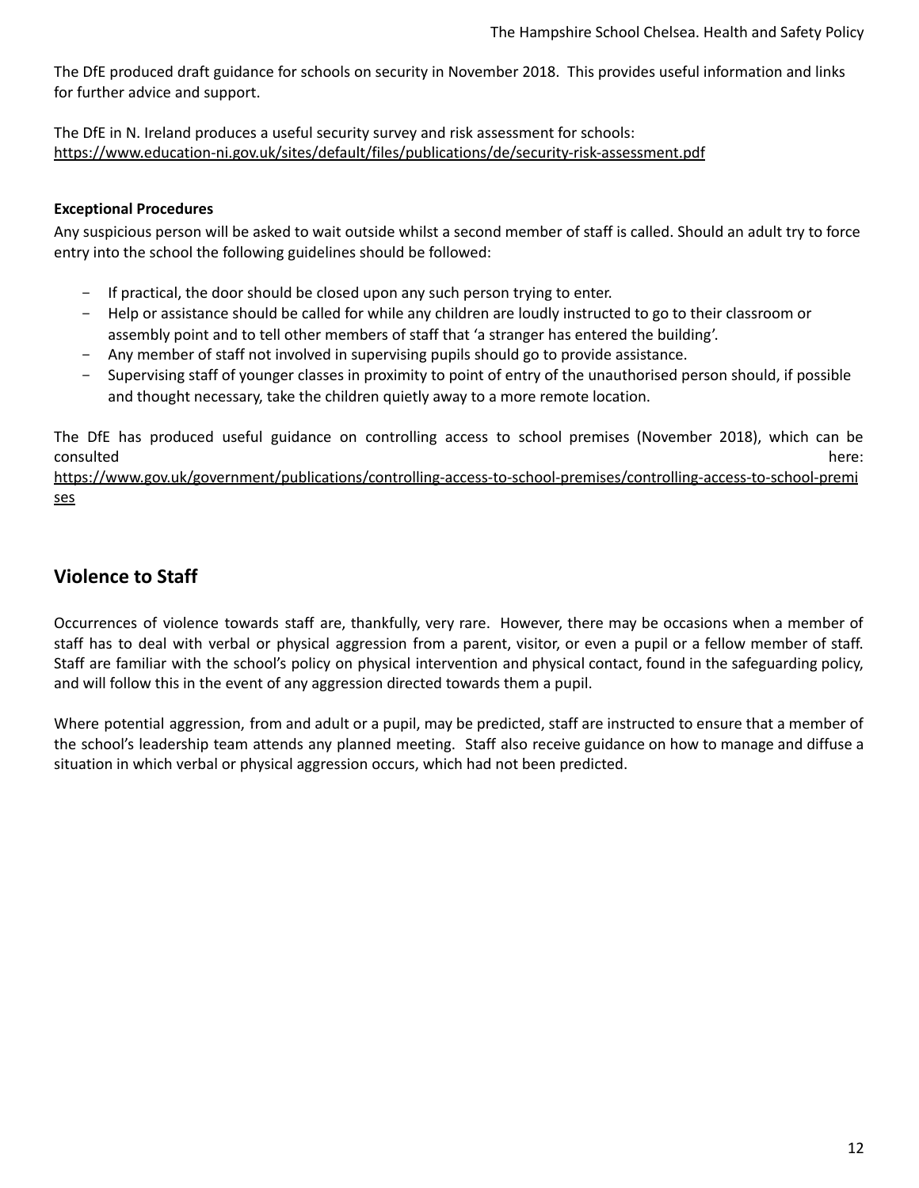The DfE produced draft guidance for schools on security in November 2018. This provides useful information and links for further advice and support.

The DfE in N. Ireland produces a useful security survey and risk assessment for schools: https://www.education-ni.gov.uk/sites/default/files/publications/de/security-risk-assessment.pdf

**Exceptional Procedures**

Any suspicious person will be asked to wait outside whilst a second member of staff is called. Should an adult try to force entry into the school the following guidelines should be followed:

- If practical, the door should be closed upon any such person trying to enter.
- Help or assistance should be called for while any children are loudly instructed to go to their classroom or assembly point and to tell other members of staff that 'a stranger has entered the building'.
- Any member of staff not involved in supervising pupils should go to provide assistance.
- Supervising staff of younger classes in proximity to point of entry of the unauthorised person should, if possible and thought necessary, take the children quietly away to a more remote location.

The DfE has produced useful guidance on controlling access to school premises (November 2018), which can be consulted here: https://www.gov.uk/government/publications/controlling-access-to-school-premises/controlling-access-to-school-premises

## Violence to Staff

Occurrences of violence towards staff are, thankfully, very rare. However, there may be occasions when a member of staff has to deal with verbal or physical aggression from a parent, visitor, or even a pupil or a fellow member of staff. Staff are familiar with the school's policy on physical intervention and physical contact, found in the safeguarding policy, and will follow this in the event of any aggression directed towards them a pupil.

Where potential aggression, from and adult or a pupil, may be predicted, staff are instructed to ensure that a member of the school's leadership team attends any planned meeting. Staff also receive guidance on how to manage and diffuse a situation in which verbal or physical aggression occurs, which had not been predicted.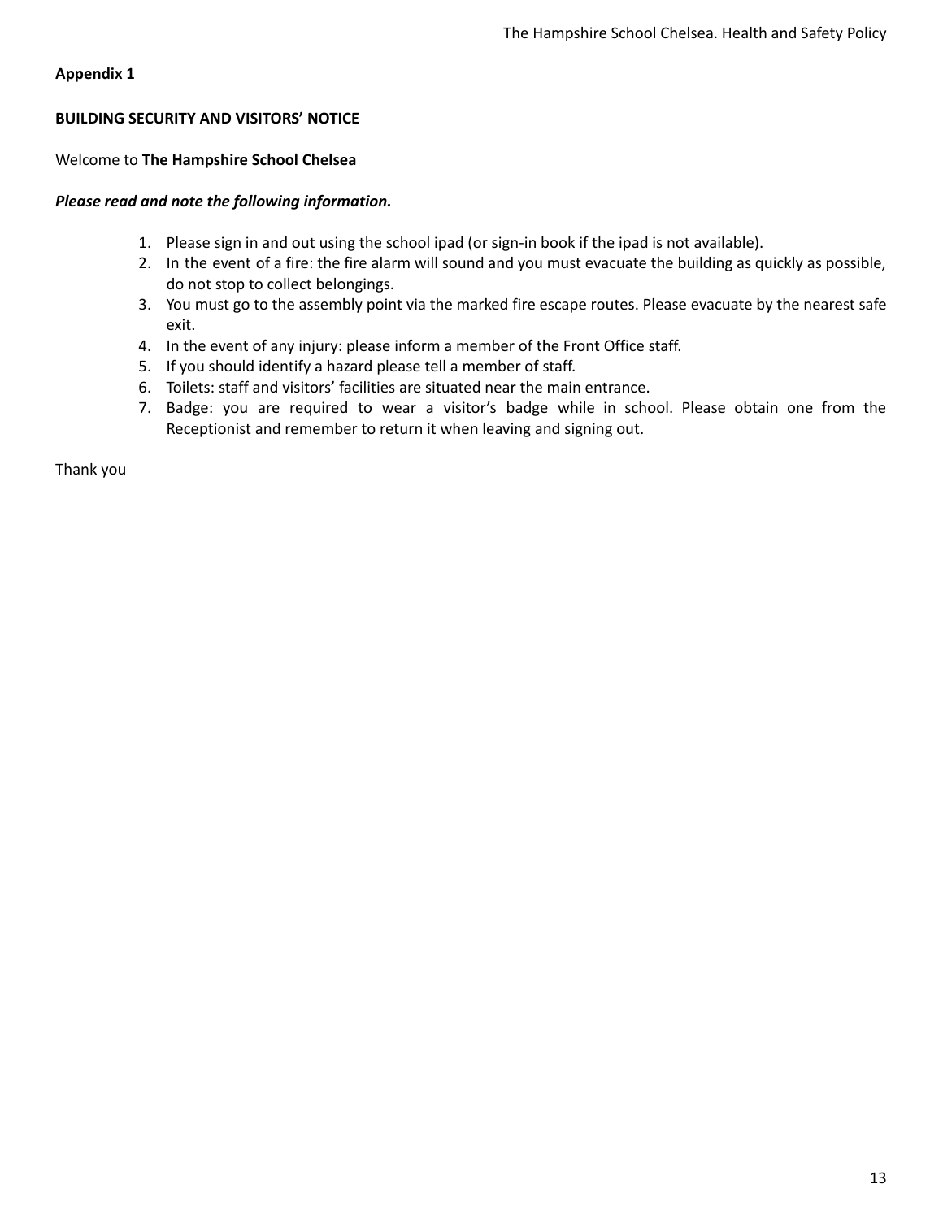**Appendix 1**

**BUILDING SECURITY AND VISITORS' NOTICE**

Welcome to **The Hampshire School Chelsea**

***Please read and note the following information.***

1. Please sign in and out using the school ipad (or sign-in book if the ipad is not available).
2. In the event of a fire: the fire alarm will sound and you must evacuate the building as quickly as possible, do not stop to collect belongings.
3. You must go to the assembly point via the marked fire escape routes. Please evacuate by the nearest safe exit.
4. In the event of any injury: please inform a member of the Front Office staff.
5. If you should identify a hazard please tell a member of staff.
6. Toilets: staff and visitors' facilities are situated near the main entrance.
7. Badge: you are required to wear a visitor's badge while in school. Please obtain one from the Receptionist and remember to return it when leaving and signing out.

Thank you